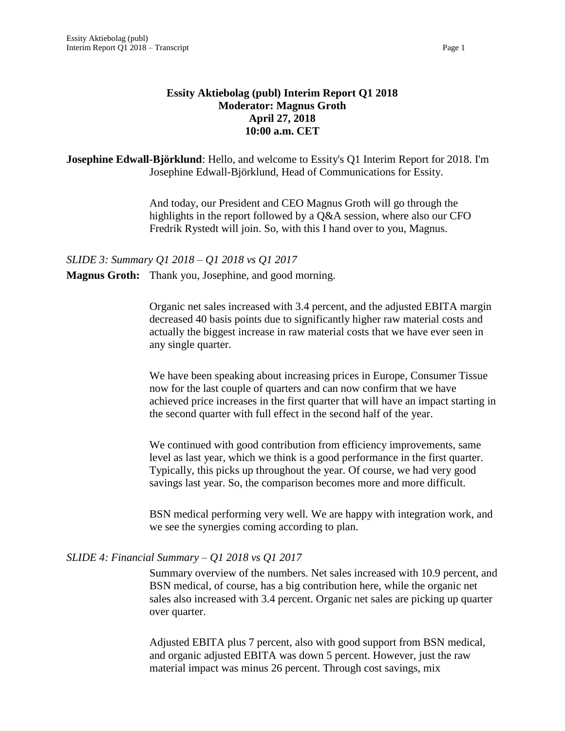# Essity Aktiebolag (publ) Interim Report Q1 2018
## Moderator: Magnus Groth
## April 27, 2018
## 10:00 a.m. CET

**Josephine Edwall-Björklund**: Hello, and welcome to Essity's Q1 Interim Report for 2018. I'm Josephine Edwall-Björklund, Head of Communications for Essity.

And today, our President and CEO Magnus Groth will go through the highlights in the report followed by a Q&A session, where also our CFO Fredrik Rystedt will join. So, with this I hand over to you, Magnus.

*SLIDE 3: Summary Q1 2018 – Q1 2018 vs Q1 2017*

**Magnus Groth:** Thank you, Josephine, and good morning.

Organic net sales increased with 3.4 percent, and the adjusted EBITA margin decreased 40 basis points due to significantly higher raw material costs and actually the biggest increase in raw material costs that we have ever seen in any single quarter.

We have been speaking about increasing prices in Europe, Consumer Tissue now for the last couple of quarters and can now confirm that we have achieved price increases in the first quarter that will have an impact starting in the second quarter with full effect in the second half of the year.

We continued with good contribution from efficiency improvements, same level as last year, which we think is a good performance in the first quarter. Typically, this picks up throughout the year. Of course, we had very good savings last year. So, the comparison becomes more and more difficult.

BSN medical performing very well. We are happy with integration work, and we see the synergies coming according to plan.

*SLIDE 4: Financial Summary – Q1 2018 vs Q1 2017*

Summary overview of the numbers. Net sales increased with 10.9 percent, and BSN medical, of course, has a big contribution here, while the organic net sales also increased with 3.4 percent. Organic net sales are picking up quarter over quarter.

Adjusted EBITA plus 7 percent, also with good support from BSN medical, and organic adjusted EBITA was down 5 percent. However, just the raw material impact was minus 26 percent. Through cost savings, mix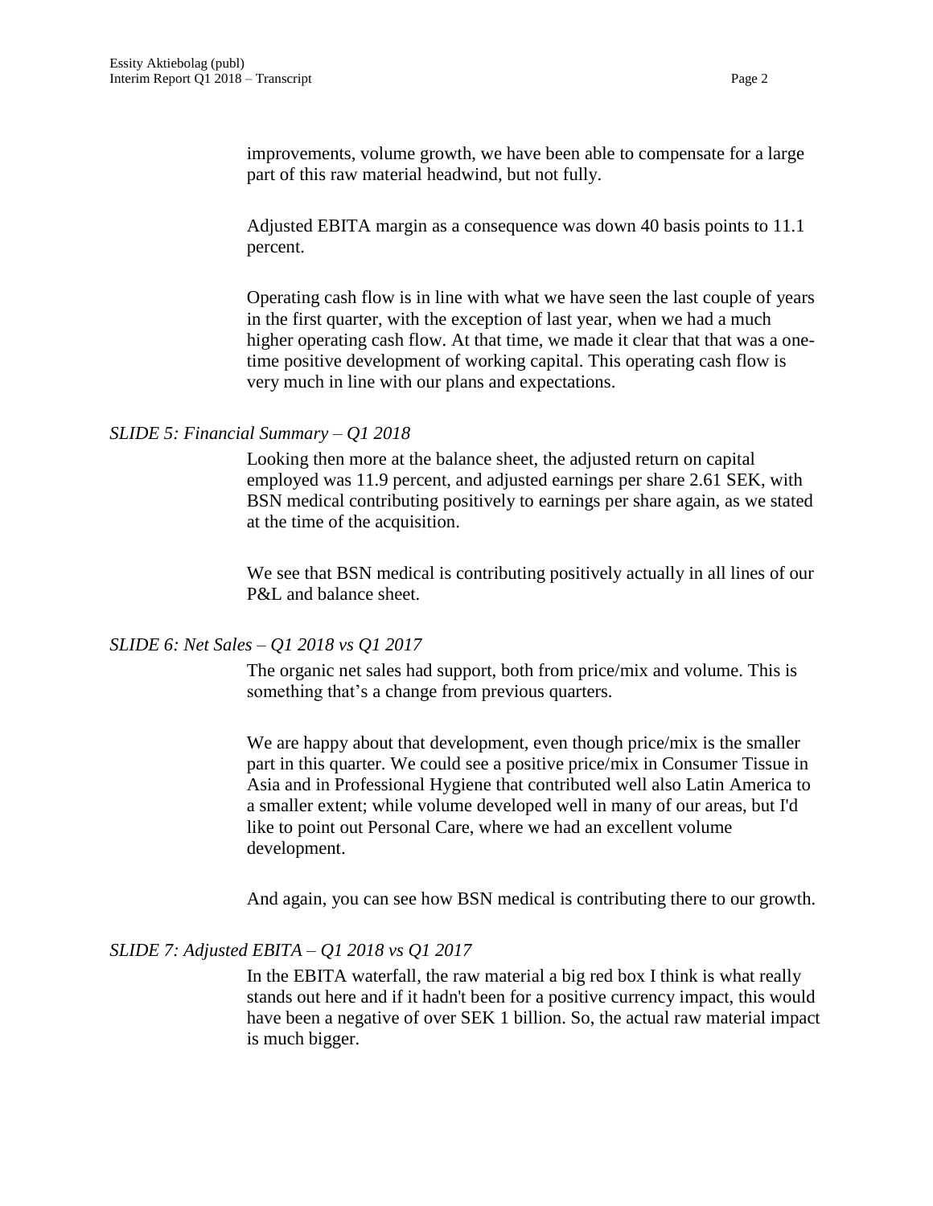improvements, volume growth, we have been able to compensate for a large part of this raw material headwind, but not fully.

Adjusted EBITA margin as a consequence was down 40 basis points to 11.1 percent.

Operating cash flow is in line with what we have seen the last couple of years in the first quarter, with the exception of last year, when we had a much higher operating cash flow. At that time, we made it clear that that was a one-time positive development of working capital. This operating cash flow is very much in line with our plans and expectations.

*SLIDE 5: Financial Summary – Q1 2018*

Looking then more at the balance sheet, the adjusted return on capital employed was 11.9 percent, and adjusted earnings per share 2.61 SEK, with BSN medical contributing positively to earnings per share again, as we stated at the time of the acquisition.

We see that BSN medical is contributing positively actually in all lines of our P&L and balance sheet.

*SLIDE 6: Net Sales – Q1 2018 vs Q1 2017*

The organic net sales had support, both from price/mix and volume. This is something that's a change from previous quarters.

We are happy about that development, even though price/mix is the smaller part in this quarter. We could see a positive price/mix in Consumer Tissue in Asia and in Professional Hygiene that contributed well also Latin America to a smaller extent; while volume developed well in many of our areas, but I'd like to point out Personal Care, where we had an excellent volume development.

And again, you can see how BSN medical is contributing there to our growth.

*SLIDE 7: Adjusted EBITA – Q1 2018 vs Q1 2017*

In the EBITA waterfall, the raw material a big red box I think is what really stands out here and if it hadn't been for a positive currency impact, this would have been a negative of over SEK 1 billion. So, the actual raw material impact is much bigger.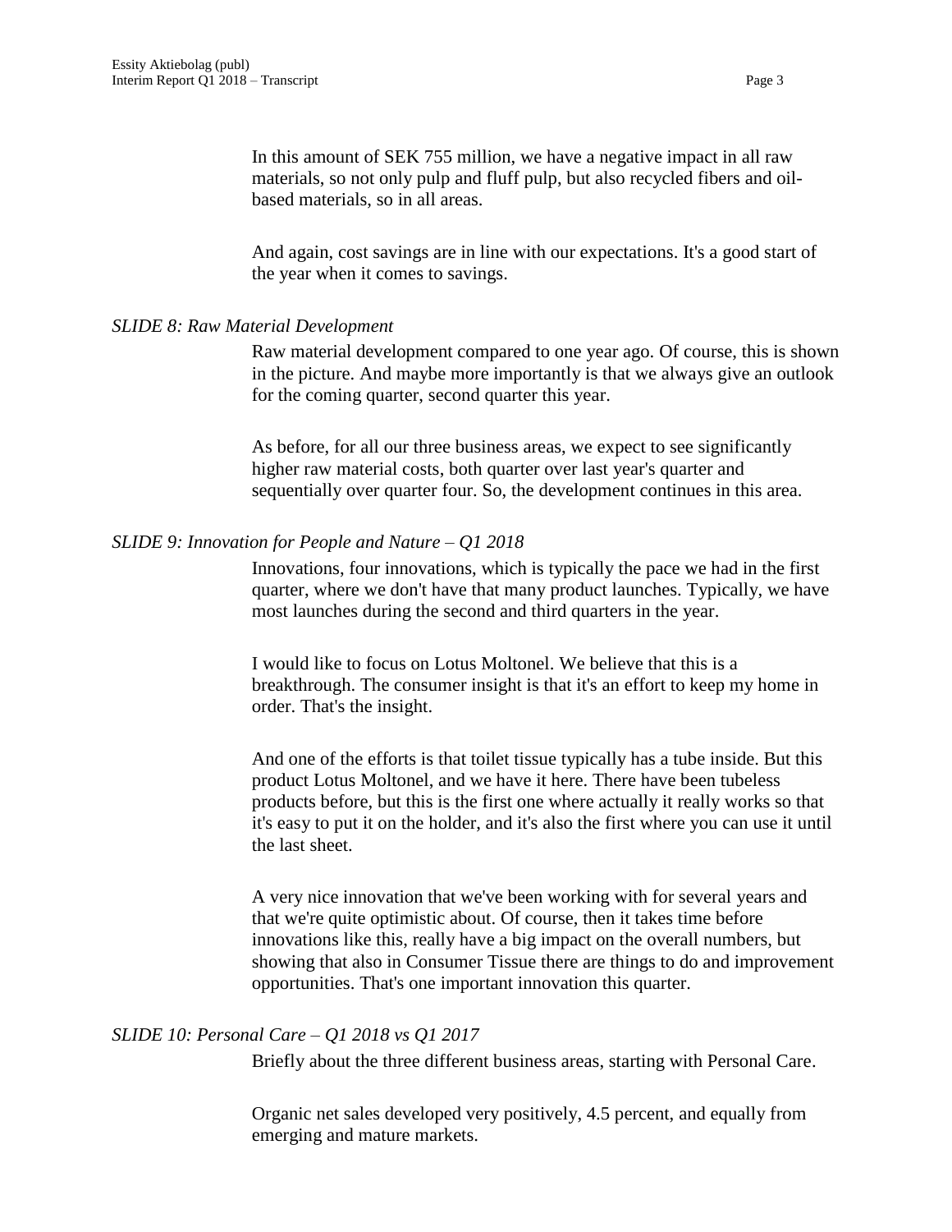In this amount of SEK 755 million, we have a negative impact in all raw materials, so not only pulp and fluff pulp, but also recycled fibers and oil-based materials, so in all areas.

And again, cost savings are in line with our expectations. It's a good start of the year when it comes to savings.

*SLIDE 8: Raw Material Development*

Raw material development compared to one year ago. Of course, this is shown in the picture. And maybe more importantly is that we always give an outlook for the coming quarter, second quarter this year.

As before, for all our three business areas, we expect to see significantly higher raw material costs, both quarter over last year's quarter and sequentially over quarter four. So, the development continues in this area.

*SLIDE 9: Innovation for People and Nature – Q1 2018*

Innovations, four innovations, which is typically the pace we had in the first quarter, where we don't have that many product launches. Typically, we have most launches during the second and third quarters in the year.

I would like to focus on Lotus Moltonel. We believe that this is a breakthrough. The consumer insight is that it's an effort to keep my home in order. That's the insight.

And one of the efforts is that toilet tissue typically has a tube inside. But this product Lotus Moltonel, and we have it here. There have been tubeless products before, but this is the first one where actually it really works so that it's easy to put it on the holder, and it's also the first where you can use it until the last sheet.

A very nice innovation that we've been working with for several years and that we're quite optimistic about. Of course, then it takes time before innovations like this, really have a big impact on the overall numbers, but showing that also in Consumer Tissue there are things to do and improvement opportunities. That's one important innovation this quarter.

*SLIDE 10: Personal Care – Q1 2018 vs Q1 2017*

Briefly about the three different business areas, starting with Personal Care.

Organic net sales developed very positively, 4.5 percent, and equally from emerging and mature markets.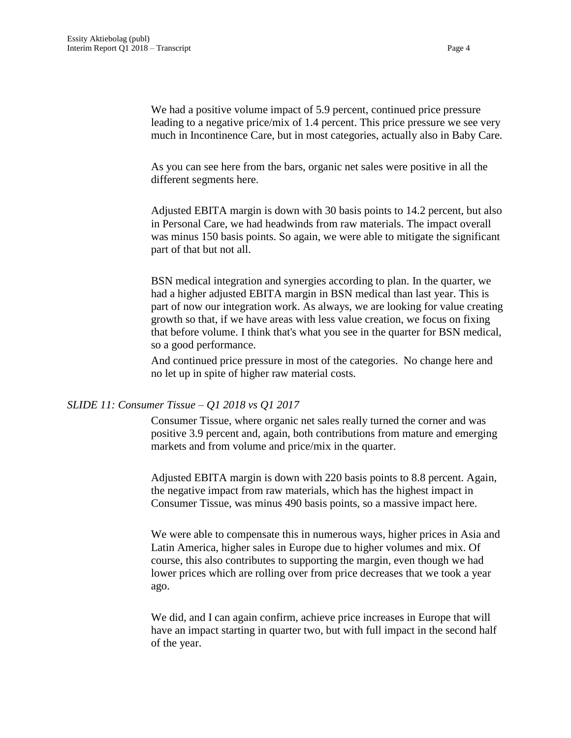We had a positive volume impact of 5.9 percent, continued price pressure leading to a negative price/mix of 1.4 percent. This price pressure we see very much in Incontinence Care, but in most categories, actually also in Baby Care.

As you can see here from the bars, organic net sales were positive in all the different segments here.

Adjusted EBITA margin is down with 30 basis points to 14.2 percent, but also in Personal Care, we had headwinds from raw materials. The impact overall was minus 150 basis points. So again, we were able to mitigate the significant part of that but not all.

BSN medical integration and synergies according to plan. In the quarter, we had a higher adjusted EBITA margin in BSN medical than last year. This is part of now our integration work. As always, we are looking for value creating growth so that, if we have areas with less value creation, we focus on fixing that before volume. I think that's what you see in the quarter for BSN medical, so a good performance.

And continued price pressure in most of the categories. No change here and no let up in spite of higher raw material costs.

*SLIDE 11: Consumer Tissue – Q1 2018 vs Q1 2017*

Consumer Tissue, where organic net sales really turned the corner and was positive 3.9 percent and, again, both contributions from mature and emerging markets and from volume and price/mix in the quarter.

Adjusted EBITA margin is down with 220 basis points to 8.8 percent. Again, the negative impact from raw materials, which has the highest impact in Consumer Tissue, was minus 490 basis points, so a massive impact here.

We were able to compensate this in numerous ways, higher prices in Asia and Latin America, higher sales in Europe due to higher volumes and mix. Of course, this also contributes to supporting the margin, even though we had lower prices which are rolling over from price decreases that we took a year ago.

We did, and I can again confirm, achieve price increases in Europe that will have an impact starting in quarter two, but with full impact in the second half of the year.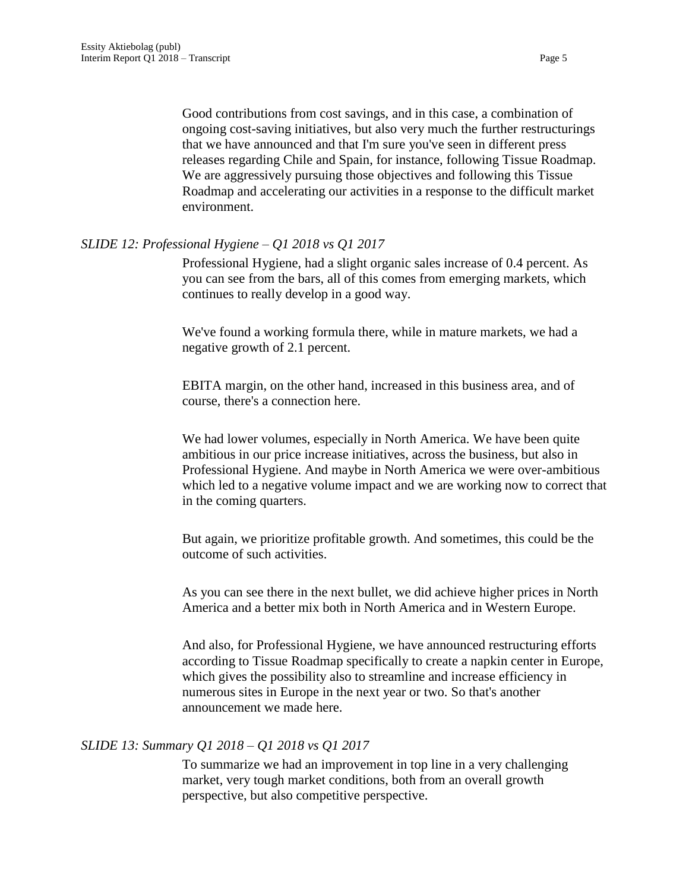Good contributions from cost savings, and in this case, a combination of ongoing cost-saving initiatives, but also very much the further restructurings that we have announced and that I'm sure you've seen in different press releases regarding Chile and Spain, for instance, following Tissue Roadmap. We are aggressively pursuing those objectives and following this Tissue Roadmap and accelerating our activities in a response to the difficult market environment.

*SLIDE 12: Professional Hygiene – Q1 2018 vs Q1 2017*

Professional Hygiene, had a slight organic sales increase of 0.4 percent. As you can see from the bars, all of this comes from emerging markets, which continues to really develop in a good way.

We've found a working formula there, while in mature markets, we had a negative growth of 2.1 percent.

EBITA margin, on the other hand, increased in this business area, and of course, there's a connection here.

We had lower volumes, especially in North America. We have been quite ambitious in our price increase initiatives, across the business, but also in Professional Hygiene. And maybe in North America we were over-ambitious which led to a negative volume impact and we are working now to correct that in the coming quarters.

But again, we prioritize profitable growth. And sometimes, this could be the outcome of such activities.

As you can see there in the next bullet, we did achieve higher prices in North America and a better mix both in North America and in Western Europe.

And also, for Professional Hygiene, we have announced restructuring efforts according to Tissue Roadmap specifically to create a napkin center in Europe, which gives the possibility also to streamline and increase efficiency in numerous sites in Europe in the next year or two. So that's another announcement we made here.

*SLIDE 13: Summary Q1 2018 – Q1 2018 vs Q1 2017*

To summarize we had an improvement in top line in a very challenging market, very tough market conditions, both from an overall growth perspective, but also competitive perspective.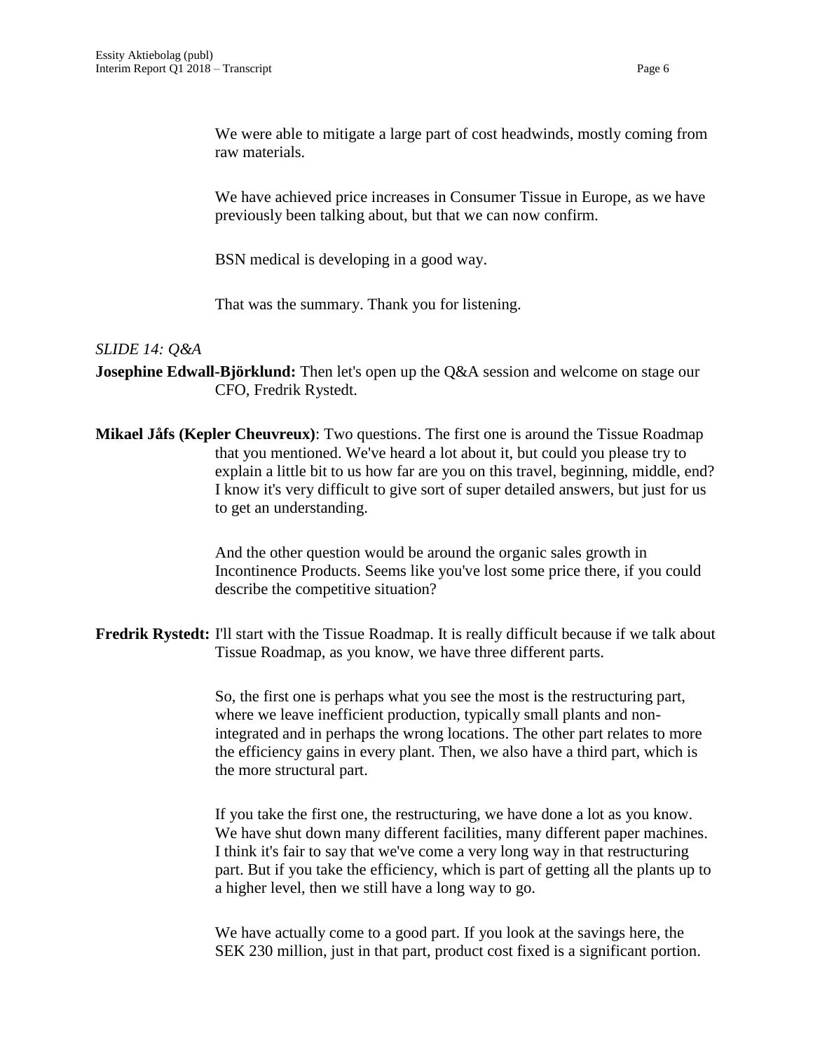We were able to mitigate a large part of cost headwinds, mostly coming from raw materials.

We have achieved price increases in Consumer Tissue in Europe, as we have previously been talking about, but that we can now confirm.

BSN medical is developing in a good way.

That was the summary. Thank you for listening.

*SLIDE 14: Q&A*

**Josephine Edwall-Björklund:** Then let's open up the Q&A session and welcome on stage our CFO, Fredrik Rystedt.

**Mikael Jåfs (Kepler Cheuvreux)**: Two questions. The first one is around the Tissue Roadmap that you mentioned. We've heard a lot about it, but could you please try to explain a little bit to us how far are you on this travel, beginning, middle, end? I know it's very difficult to give sort of super detailed answers, but just for us to get an understanding.

And the other question would be around the organic sales growth in Incontinence Products. Seems like you've lost some price there, if you could describe the competitive situation?

**Fredrik Rystedt:** I'll start with the Tissue Roadmap. It is really difficult because if we talk about Tissue Roadmap, as you know, we have three different parts.

So, the first one is perhaps what you see the most is the restructuring part, where we leave inefficient production, typically small plants and non-integrated and in perhaps the wrong locations. The other part relates to more the efficiency gains in every plant. Then, we also have a third part, which is the more structural part.

If you take the first one, the restructuring, we have done a lot as you know. We have shut down many different facilities, many different paper machines. I think it's fair to say that we've come a very long way in that restructuring part. But if you take the efficiency, which is part of getting all the plants up to a higher level, then we still have a long way to go.

We have actually come to a good part. If you look at the savings here, the SEK 230 million, just in that part, product cost fixed is a significant portion.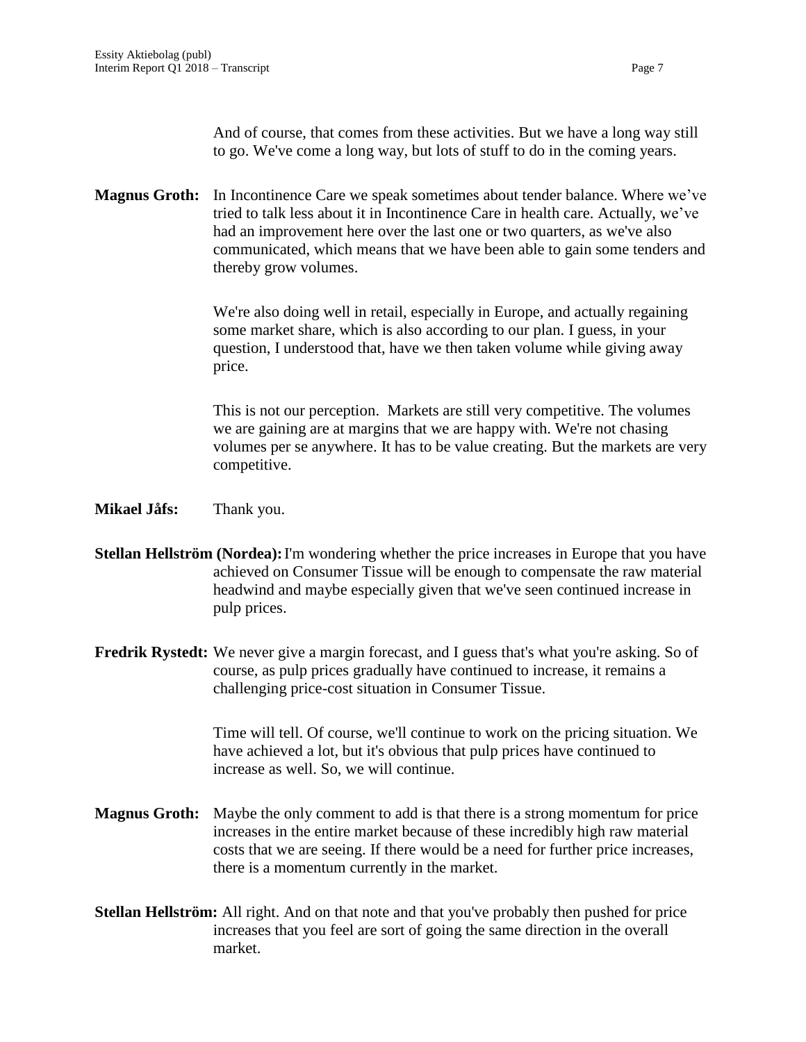And of course, that comes from these activities. But we have a long way still to go. We've come a long way, but lots of stuff to do in the coming years.

**Magnus Groth:** In Incontinence Care we speak sometimes about tender balance. Where we've tried to talk less about it in Incontinence Care in health care. Actually, we've had an improvement here over the last one or two quarters, as we've also communicated, which means that we have been able to gain some tenders and thereby grow volumes.

We're also doing well in retail, especially in Europe, and actually regaining some market share, which is also according to our plan. I guess, in your question, I understood that, have we then taken volume while giving away price.

This is not our perception. Markets are still very competitive. The volumes we are gaining are at margins that we are happy with. We're not chasing volumes per se anywhere. It has to be value creating. But the markets are very competitive.

**Mikael Jåfs:** Thank you.

**Stellan Hellström (Nordea):** I'm wondering whether the price increases in Europe that you have achieved on Consumer Tissue will be enough to compensate the raw material headwind and maybe especially given that we've seen continued increase in pulp prices.

**Fredrik Rystedt:** We never give a margin forecast, and I guess that's what you're asking. So of course, as pulp prices gradually have continued to increase, it remains a challenging price-cost situation in Consumer Tissue.

Time will tell. Of course, we'll continue to work on the pricing situation. We have achieved a lot, but it's obvious that pulp prices have continued to increase as well. So, we will continue.

**Magnus Groth:** Maybe the only comment to add is that there is a strong momentum for price increases in the entire market because of these incredibly high raw material costs that we are seeing. If there would be a need for further price increases, there is a momentum currently in the market.

**Stellan Hellström:** All right. And on that note and that you've probably then pushed for price increases that you feel are sort of going the same direction in the overall market.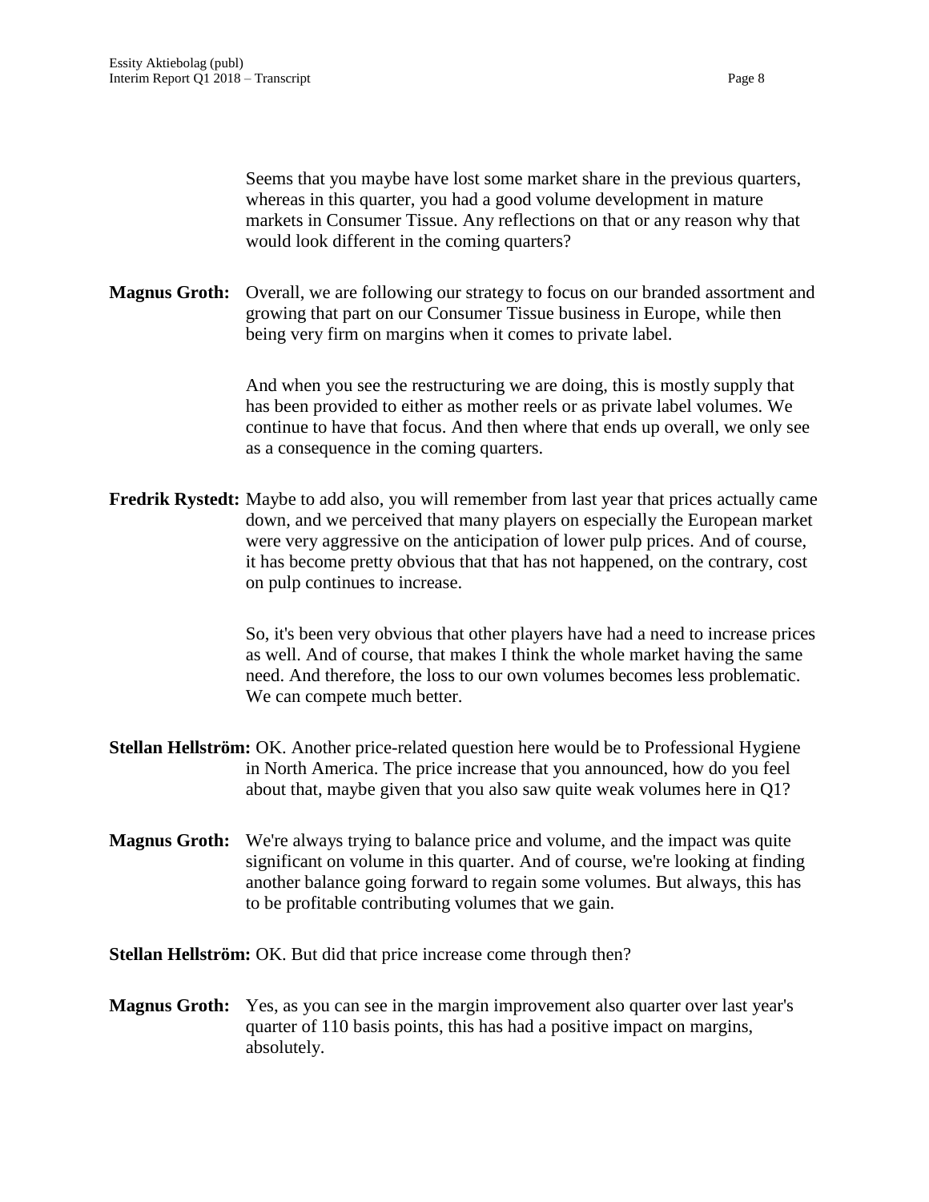Seems that you maybe have lost some market share in the previous quarters, whereas in this quarter, you had a good volume development in mature markets in Consumer Tissue. Any reflections on that or any reason why that would look different in the coming quarters?

**Magnus Groth:** Overall, we are following our strategy to focus on our branded assortment and growing that part on our Consumer Tissue business in Europe, while then being very firm on margins when it comes to private label.

And when you see the restructuring we are doing, this is mostly supply that has been provided to either as mother reels or as private label volumes. We continue to have that focus. And then where that ends up overall, we only see as a consequence in the coming quarters.

**Fredrik Rystedt:** Maybe to add also, you will remember from last year that prices actually came down, and we perceived that many players on especially the European market were very aggressive on the anticipation of lower pulp prices. And of course, it has become pretty obvious that that has not happened, on the contrary, cost on pulp continues to increase.

So, it's been very obvious that other players have had a need to increase prices as well. And of course, that makes I think the whole market having the same need. And therefore, the loss to our own volumes becomes less problematic. We can compete much better.

**Stellan Hellström:** OK. Another price-related question here would be to Professional Hygiene in North America. The price increase that you announced, how do you feel about that, maybe given that you also saw quite weak volumes here in Q1?

**Magnus Groth:** We're always trying to balance price and volume, and the impact was quite significant on volume in this quarter. And of course, we're looking at finding another balance going forward to regain some volumes. But always, this has to be profitable contributing volumes that we gain.

**Stellan Hellström:** OK. But did that price increase come through then?

**Magnus Groth:** Yes, as you can see in the margin improvement also quarter over last year's quarter of 110 basis points, this has had a positive impact on margins, absolutely.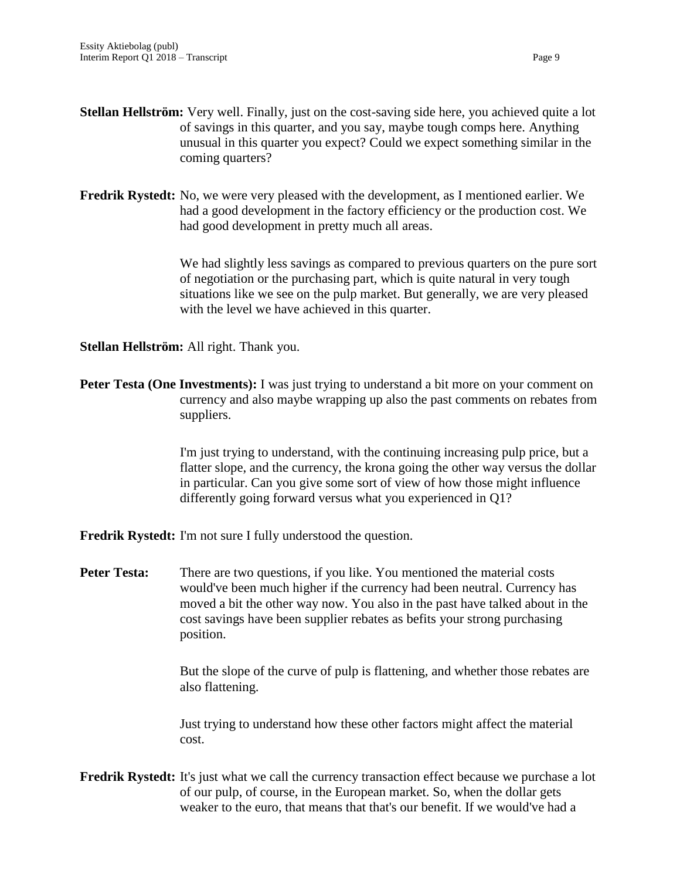**Stellan Hellström:** Very well. Finally, just on the cost-saving side here, you achieved quite a lot of savings in this quarter, and you say, maybe tough comps here. Anything unusual in this quarter you expect? Could we expect something similar in the coming quarters?

**Fredrik Rystedt:** No, we were very pleased with the development, as I mentioned earlier. We had a good development in the factory efficiency or the production cost. We had good development in pretty much all areas.

We had slightly less savings as compared to previous quarters on the pure sort of negotiation or the purchasing part, which is quite natural in very tough situations like we see on the pulp market. But generally, we are very pleased with the level we have achieved in this quarter.

**Stellan Hellström:** All right. Thank you.

**Peter Testa (One Investments):** I was just trying to understand a bit more on your comment on currency and also maybe wrapping up also the past comments on rebates from suppliers.

I'm just trying to understand, with the continuing increasing pulp price, but a flatter slope, and the currency, the krona going the other way versus the dollar in particular. Can you give some sort of view of how those might influence differently going forward versus what you experienced in Q1?

**Fredrik Rystedt:** I'm not sure I fully understood the question.

**Peter Testa:** There are two questions, if you like. You mentioned the material costs would've been much higher if the currency had been neutral. Currency has moved a bit the other way now. You also in the past have talked about in the cost savings have been supplier rebates as befits your strong purchasing position.

But the slope of the curve of pulp is flattening, and whether those rebates are also flattening.

Just trying to understand how these other factors might affect the material cost.

**Fredrik Rystedt:** It's just what we call the currency transaction effect because we purchase a lot of our pulp, of course, in the European market. So, when the dollar gets weaker to the euro, that means that that's our benefit. If we would've had a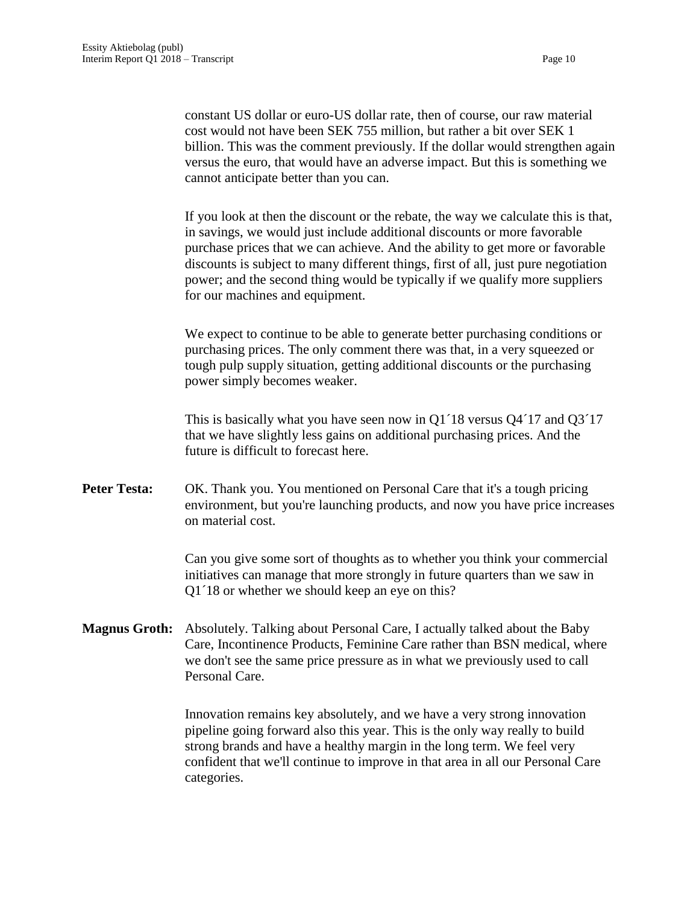constant US dollar or euro-US dollar rate, then of course, our raw material cost would not have been SEK 755 million, but rather a bit over SEK 1 billion. This was the comment previously. If the dollar would strengthen again versus the euro, that would have an adverse impact. But this is something we cannot anticipate better than you can.

If you look at then the discount or the rebate, the way we calculate this is that, in savings, we would just include additional discounts or more favorable purchase prices that we can achieve. And the ability to get more or favorable discounts is subject to many different things, first of all, just pure negotiation power; and the second thing would be typically if we qualify more suppliers for our machines and equipment.

We expect to continue to be able to generate better purchasing conditions or purchasing prices. The only comment there was that, in a very squeezed or tough pulp supply situation, getting additional discounts or the purchasing power simply becomes weaker.

This is basically what you have seen now in Q1´18 versus Q4´17 and Q3´17 that we have slightly less gains on additional purchasing prices. And the future is difficult to forecast here.

**Peter Testa:** OK. Thank you. You mentioned on Personal Care that it's a tough pricing environment, but you're launching products, and now you have price increases on material cost.

Can you give some sort of thoughts as to whether you think your commercial initiatives can manage that more strongly in future quarters than we saw in Q1´18 or whether we should keep an eye on this?

**Magnus Groth:** Absolutely. Talking about Personal Care, I actually talked about the Baby Care, Incontinence Products, Feminine Care rather than BSN medical, where we don't see the same price pressure as in what we previously used to call Personal Care.

Innovation remains key absolutely, and we have a very strong innovation pipeline going forward also this year. This is the only way really to build strong brands and have a healthy margin in the long term. We feel very confident that we'll continue to improve in that area in all our Personal Care categories.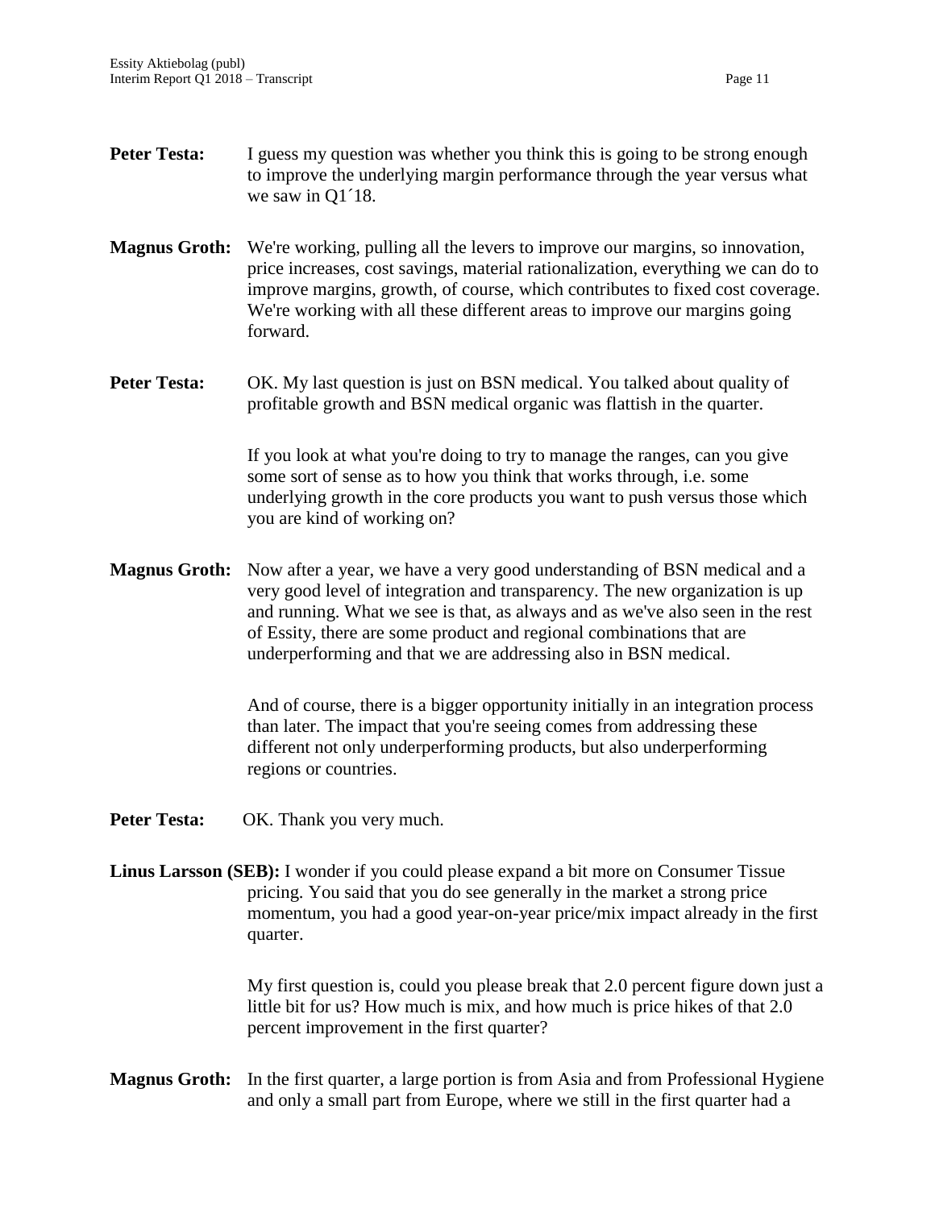**Peter Testa:** I guess my question was whether you think this is going to be strong enough to improve the underlying margin performance through the year versus what we saw in Q1´18.

**Magnus Groth:** We're working, pulling all the levers to improve our margins, so innovation, price increases, cost savings, material rationalization, everything we can do to improve margins, growth, of course, which contributes to fixed cost coverage. We're working with all these different areas to improve our margins going forward.

**Peter Testa:** OK. My last question is just on BSN medical. You talked about quality of profitable growth and BSN medical organic was flattish in the quarter.

If you look at what you're doing to try to manage the ranges, can you give some sort of sense as to how you think that works through, i.e. some underlying growth in the core products you want to push versus those which you are kind of working on?

**Magnus Groth:** Now after a year, we have a very good understanding of BSN medical and a very good level of integration and transparency. The new organization is up and running. What we see is that, as always and as we've also seen in the rest of Essity, there are some product and regional combinations that are underperforming and that we are addressing also in BSN medical.

And of course, there is a bigger opportunity initially in an integration process than later. The impact that you're seeing comes from addressing these different not only underperforming products, but also underperforming regions or countries.

**Peter Testa:** OK. Thank you very much.

**Linus Larsson (SEB):** I wonder if you could please expand a bit more on Consumer Tissue pricing. You said that you do see generally in the market a strong price momentum, you had a good year-on-year price/mix impact already in the first quarter.

My first question is, could you please break that 2.0 percent figure down just a little bit for us? How much is mix, and how much is price hikes of that 2.0 percent improvement in the first quarter?

**Magnus Groth:** In the first quarter, a large portion is from Asia and from Professional Hygiene and only a small part from Europe, where we still in the first quarter had a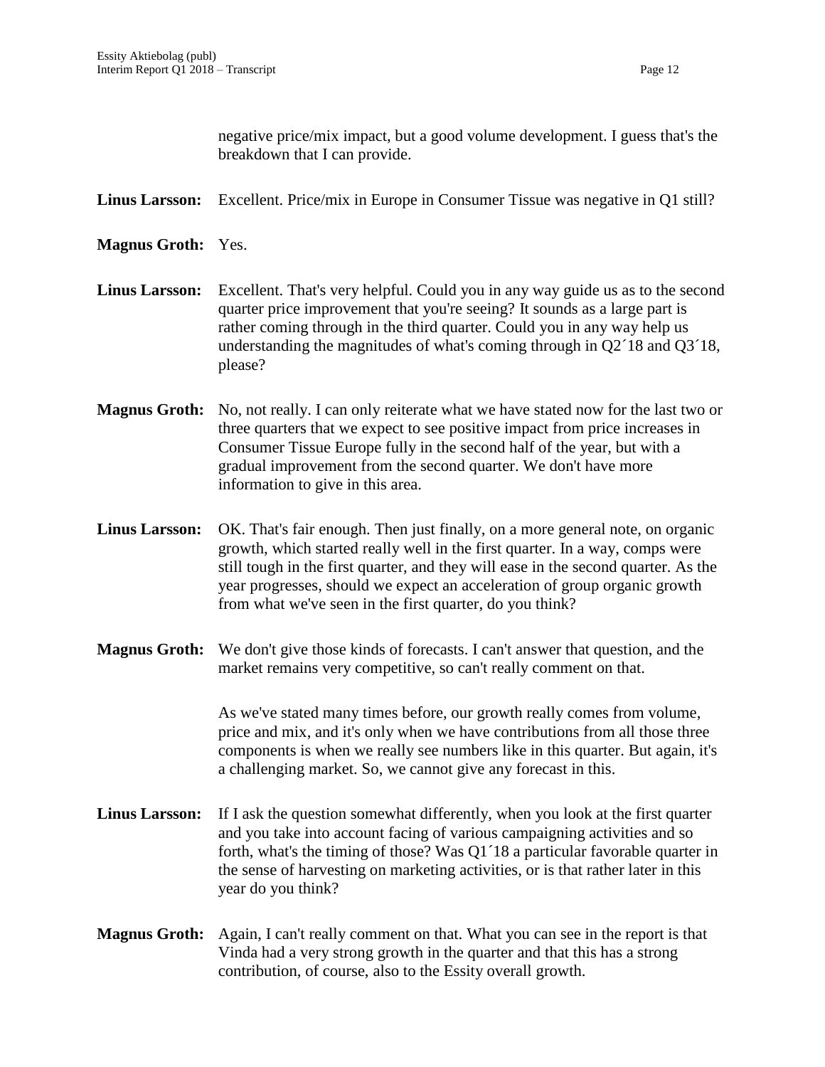negative price/mix impact, but a good volume development. I guess that's the breakdown that I can provide.

**Linus Larsson:** Excellent. Price/mix in Europe in Consumer Tissue was negative in Q1 still?

**Magnus Groth:** Yes.

**Linus Larsson:** Excellent. That's very helpful. Could you in any way guide us as to the second quarter price improvement that you're seeing? It sounds as a large part is rather coming through in the third quarter. Could you in any way help us understanding the magnitudes of what's coming through in Q2´18 and Q3´18, please?

**Magnus Groth:** No, not really. I can only reiterate what we have stated now for the last two or three quarters that we expect to see positive impact from price increases in Consumer Tissue Europe fully in the second half of the year, but with a gradual improvement from the second quarter. We don't have more information to give in this area.

**Linus Larsson:** OK. That's fair enough. Then just finally, on a more general note, on organic growth, which started really well in the first quarter. In a way, comps were still tough in the first quarter, and they will ease in the second quarter. As the year progresses, should we expect an acceleration of group organic growth from what we've seen in the first quarter, do you think?

**Magnus Groth:** We don't give those kinds of forecasts. I can't answer that question, and the market remains very competitive, so can't really comment on that.

As we've stated many times before, our growth really comes from volume, price and mix, and it's only when we have contributions from all those three components is when we really see numbers like in this quarter. But again, it's a challenging market. So, we cannot give any forecast in this.

**Linus Larsson:** If I ask the question somewhat differently, when you look at the first quarter and you take into account facing of various campaigning activities and so forth, what's the timing of those? Was Q1´18 a particular favorable quarter in the sense of harvesting on marketing activities, or is that rather later in this year do you think?

**Magnus Groth:** Again, I can't really comment on that. What you can see in the report is that Vinda had a very strong growth in the quarter and that this has a strong contribution, of course, also to the Essity overall growth.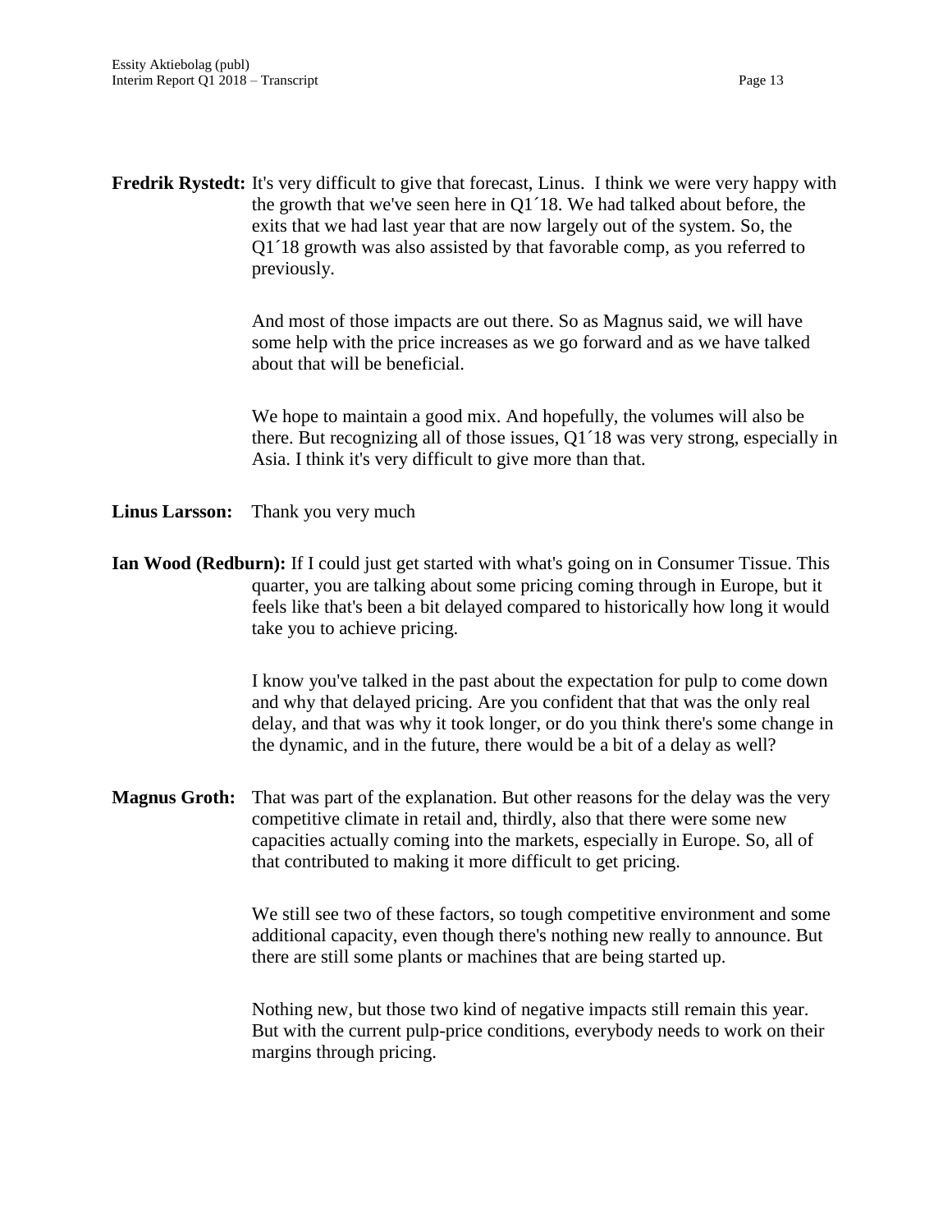**Fredrik Rystedt:** It's very difficult to give that forecast, Linus. I think we were very happy with the growth that we've seen here in Q1´18. We had talked about before, the exits that we had last year that are now largely out of the system. So, the Q1´18 growth was also assisted by that favorable comp, as you referred to previously.

And most of those impacts are out there. So as Magnus said, we will have some help with the price increases as we go forward and as we have talked about that will be beneficial.

We hope to maintain a good mix. And hopefully, the volumes will also be there. But recognizing all of those issues, Q1´18 was very strong, especially in Asia. I think it's very difficult to give more than that.

**Linus Larsson:** Thank you very much

**Ian Wood (Redburn):** If I could just get started with what's going on in Consumer Tissue. This quarter, you are talking about some pricing coming through in Europe, but it feels like that's been a bit delayed compared to historically how long it would take you to achieve pricing.

I know you've talked in the past about the expectation for pulp to come down and why that delayed pricing. Are you confident that that was the only real delay, and that was why it took longer, or do you think there's some change in the dynamic, and in the future, there would be a bit of a delay as well?

**Magnus Groth:** That was part of the explanation. But other reasons for the delay was the very competitive climate in retail and, thirdly, also that there were some new capacities actually coming into the markets, especially in Europe. So, all of that contributed to making it more difficult to get pricing.

We still see two of these factors, so tough competitive environment and some additional capacity, even though there's nothing new really to announce. But there are still some plants or machines that are being started up.

Nothing new, but those two kind of negative impacts still remain this year. But with the current pulp-price conditions, everybody needs to work on their margins through pricing.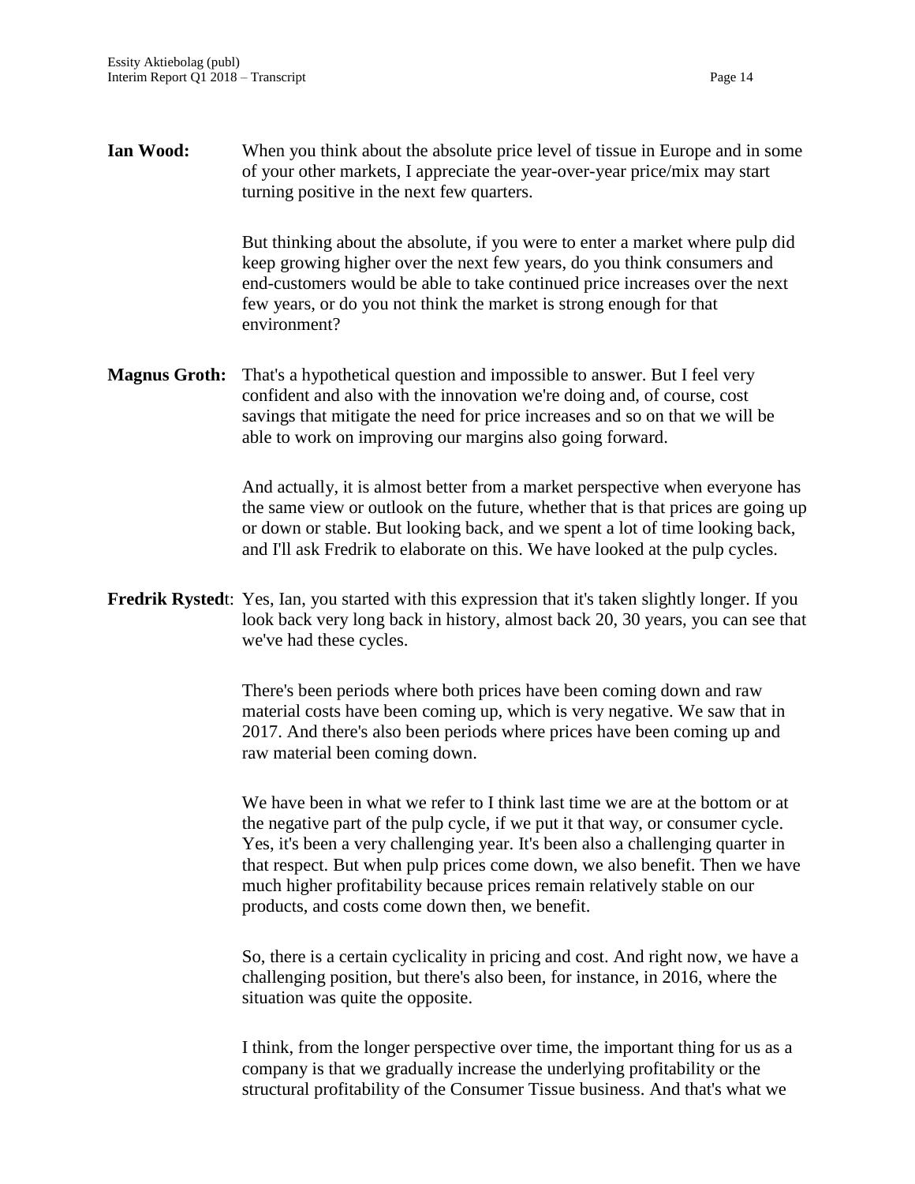**Ian Wood:** When you think about the absolute price level of tissue in Europe and in some of your other markets, I appreciate the year-over-year price/mix may start turning positive in the next few quarters.

But thinking about the absolute, if you were to enter a market where pulp did keep growing higher over the next few years, do you think consumers and end-customers would be able to take continued price increases over the next few years, or do you not think the market is strong enough for that environment?

**Magnus Groth:** That's a hypothetical question and impossible to answer. But I feel very confident and also with the innovation we're doing and, of course, cost savings that mitigate the need for price increases and so on that we will be able to work on improving our margins also going forward.

And actually, it is almost better from a market perspective when everyone has the same view or outlook on the future, whether that is that prices are going up or down or stable. But looking back, and we spent a lot of time looking back, and I'll ask Fredrik to elaborate on this. We have looked at the pulp cycles.

**Fredrik Rysted**t: Yes, Ian, you started with this expression that it's taken slightly longer. If you look back very long back in history, almost back 20, 30 years, you can see that we've had these cycles.

There's been periods where both prices have been coming down and raw material costs have been coming up, which is very negative. We saw that in 2017. And there's also been periods where prices have been coming up and raw material been coming down.

We have been in what we refer to I think last time we are at the bottom or at the negative part of the pulp cycle, if we put it that way, or consumer cycle. Yes, it's been a very challenging year. It's been also a challenging quarter in that respect. But when pulp prices come down, we also benefit. Then we have much higher profitability because prices remain relatively stable on our products, and costs come down then, we benefit.

So, there is a certain cyclicality in pricing and cost. And right now, we have a challenging position, but there's also been, for instance, in 2016, where the situation was quite the opposite.

I think, from the longer perspective over time, the important thing for us as a company is that we gradually increase the underlying profitability or the structural profitability of the Consumer Tissue business. And that's what we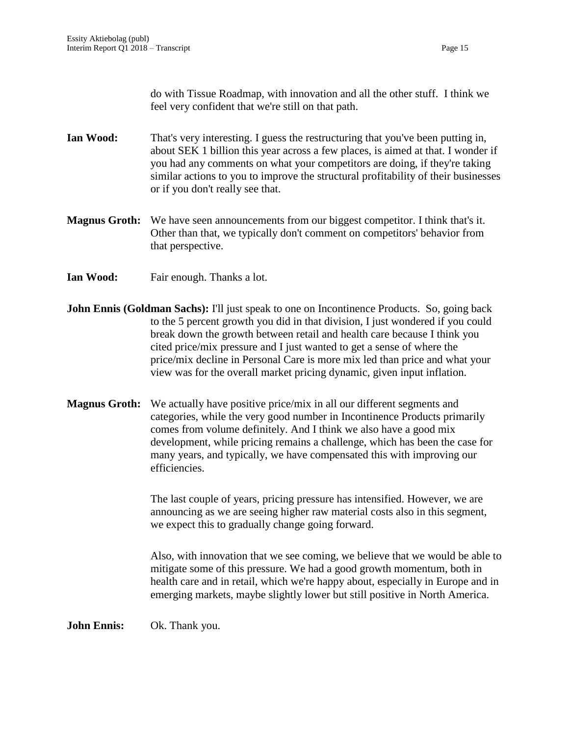do with Tissue Roadmap, with innovation and all the other stuff. I think we feel very confident that we're still on that path.

**Ian Wood:** That's very interesting. I guess the restructuring that you've been putting in, about SEK 1 billion this year across a few places, is aimed at that. I wonder if you had any comments on what your competitors are doing, if they're taking similar actions to you to improve the structural profitability of their businesses or if you don't really see that.

**Magnus Groth:** We have seen announcements from our biggest competitor. I think that's it. Other than that, we typically don't comment on competitors' behavior from that perspective.

**Ian Wood:** Fair enough. Thanks a lot.

**John Ennis (Goldman Sachs):** I'll just speak to one on Incontinence Products. So, going back to the 5 percent growth you did in that division, I just wondered if you could break down the growth between retail and health care because I think you cited price/mix pressure and I just wanted to get a sense of where the price/mix decline in Personal Care is more mix led than price and what your view was for the overall market pricing dynamic, given input inflation.

**Magnus Groth:** We actually have positive price/mix in all our different segments and categories, while the very good number in Incontinence Products primarily comes from volume definitely. And I think we also have a good mix development, while pricing remains a challenge, which has been the case for many years, and typically, we have compensated this with improving our efficiencies.

The last couple of years, pricing pressure has intensified. However, we are announcing as we are seeing higher raw material costs also in this segment, we expect this to gradually change going forward.

Also, with innovation that we see coming, we believe that we would be able to mitigate some of this pressure. We had a good growth momentum, both in health care and in retail, which we're happy about, especially in Europe and in emerging markets, maybe slightly lower but still positive in North America.

**John Ennis:** Ok. Thank you.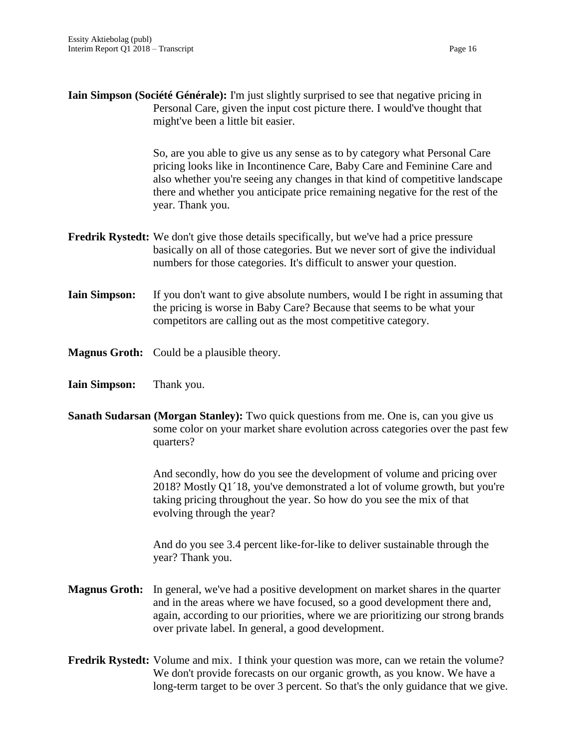**Iain Simpson (Société Générale):** I'm just slightly surprised to see that negative pricing in Personal Care, given the input cost picture there. I would've thought that might've been a little bit easier.

So, are you able to give us any sense as to by category what Personal Care pricing looks like in Incontinence Care, Baby Care and Feminine Care and also whether you're seeing any changes in that kind of competitive landscape there and whether you anticipate price remaining negative for the rest of the year. Thank you.

**Fredrik Rystedt:** We don't give those details specifically, but we've had a price pressure basically on all of those categories. But we never sort of give the individual numbers for those categories. It's difficult to answer your question.

**Iain Simpson:** If you don't want to give absolute numbers, would I be right in assuming that the pricing is worse in Baby Care? Because that seems to be what your competitors are calling out as the most competitive category.

**Magnus Groth:** Could be a plausible theory.

**Iain Simpson:** Thank you.

**Sanath Sudarsan (Morgan Stanley):** Two quick questions from me. One is, can you give us some color on your market share evolution across categories over the past few quarters?

And secondly, how do you see the development of volume and pricing over 2018? Mostly Q1´18, you've demonstrated a lot of volume growth, but you're taking pricing throughout the year. So how do you see the mix of that evolving through the year?

And do you see 3.4 percent like-for-like to deliver sustainable through the year? Thank you.

**Magnus Groth:** In general, we've had a positive development on market shares in the quarter and in the areas where we have focused, so a good development there and, again, according to our priorities, where we are prioritizing our strong brands over private label. In general, a good development.

**Fredrik Rystedt:** Volume and mix. I think your question was more, can we retain the volume? We don't provide forecasts on our organic growth, as you know. We have a long-term target to be over 3 percent. So that's the only guidance that we give.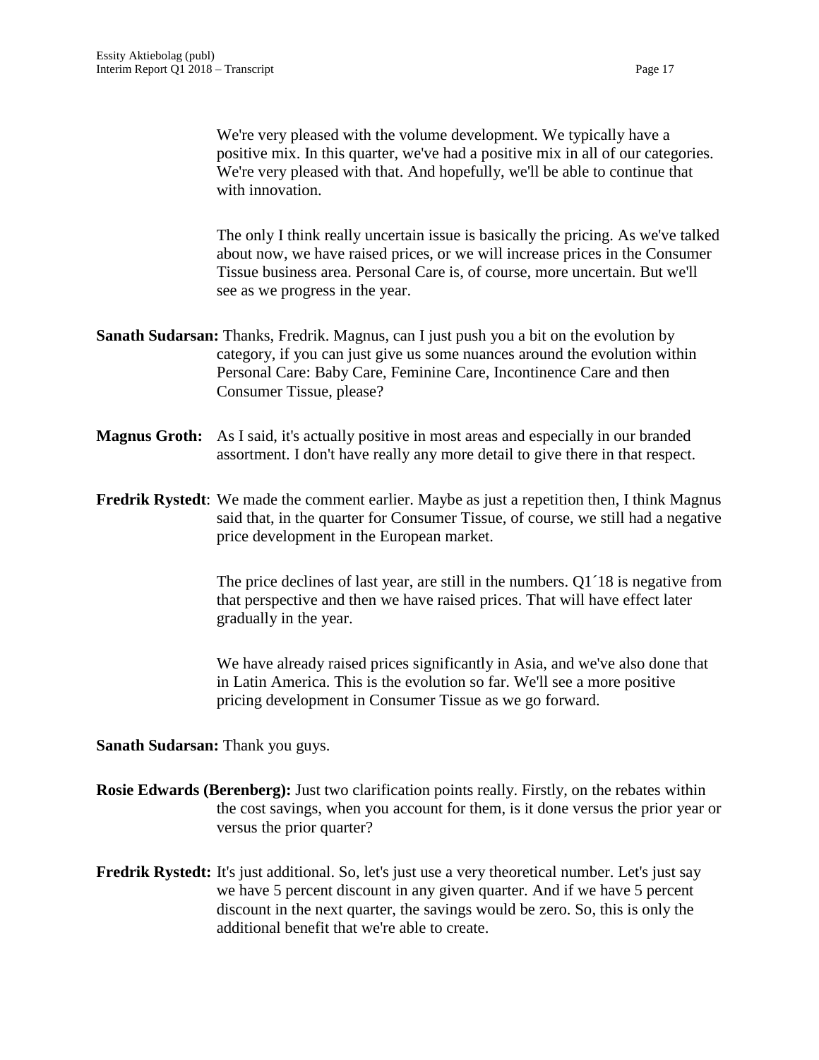We're very pleased with the volume development. We typically have a positive mix. In this quarter, we've had a positive mix in all of our categories. We're very pleased with that. And hopefully, we'll be able to continue that with innovation.

The only I think really uncertain issue is basically the pricing. As we've talked about now, we have raised prices, or we will increase prices in the Consumer Tissue business area. Personal Care is, of course, more uncertain. But we'll see as we progress in the year.

**Sanath Sudarsan:** Thanks, Fredrik. Magnus, can I just push you a bit on the evolution by category, if you can just give us some nuances around the evolution within Personal Care: Baby Care, Feminine Care, Incontinence Care and then Consumer Tissue, please?

**Magnus Groth:** As I said, it's actually positive in most areas and especially in our branded assortment. I don't have really any more detail to give there in that respect.

**Fredrik Rystedt**: We made the comment earlier. Maybe as just a repetition then, I think Magnus said that, in the quarter for Consumer Tissue, of course, we still had a negative price development in the European market.

The price declines of last year, are still in the numbers. Q1´18 is negative from that perspective and then we have raised prices. That will have effect later gradually in the year.

We have already raised prices significantly in Asia, and we've also done that in Latin America. This is the evolution so far. We'll see a more positive pricing development in Consumer Tissue as we go forward.

**Sanath Sudarsan:** Thank you guys.

**Rosie Edwards (Berenberg):** Just two clarification points really. Firstly, on the rebates within the cost savings, when you account for them, is it done versus the prior year or versus the prior quarter?

**Fredrik Rystedt:** It's just additional. So, let's just use a very theoretical number. Let's just say we have 5 percent discount in any given quarter. And if we have 5 percent discount in the next quarter, the savings would be zero. So, this is only the additional benefit that we're able to create.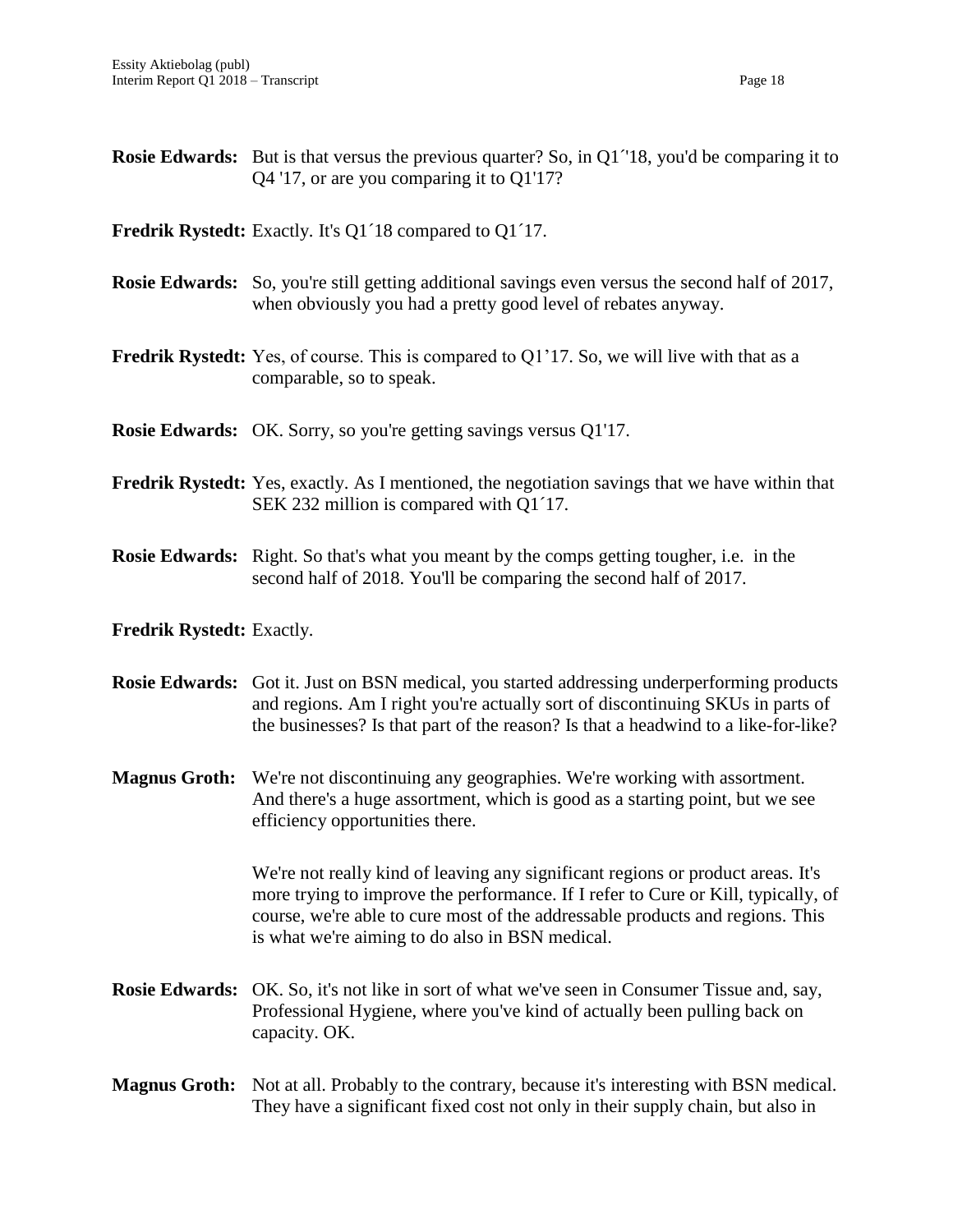**Rosie Edwards:** But is that versus the previous quarter? So, in Q1´'18, you'd be comparing it to Q4 '17, or are you comparing it to Q1'17?

**Fredrik Rystedt:** Exactly. It's Q1´18 compared to Q1´17.

**Rosie Edwards:** So, you're still getting additional savings even versus the second half of 2017, when obviously you had a pretty good level of rebates anyway.

**Fredrik Rystedt:** Yes, of course. This is compared to Q1’17. So, we will live with that as a comparable, so to speak.

**Rosie Edwards:** OK. Sorry, so you're getting savings versus Q1'17.

**Fredrik Rystedt:** Yes, exactly. As I mentioned, the negotiation savings that we have within that SEK 232 million is compared with Q1´17.

**Rosie Edwards:** Right. So that's what you meant by the comps getting tougher, i.e. in the second half of 2018. You'll be comparing the second half of 2017.

**Fredrik Rystedt:** Exactly.

**Rosie Edwards:** Got it. Just on BSN medical, you started addressing underperforming products and regions. Am I right you're actually sort of discontinuing SKUs in parts of the businesses? Is that part of the reason? Is that a headwind to a like-for-like?

**Magnus Groth:** We're not discontinuing any geographies. We're working with assortment. And there's a huge assortment, which is good as a starting point, but we see efficiency opportunities there.

We're not really kind of leaving any significant regions or product areas. It's more trying to improve the performance. If I refer to Cure or Kill, typically, of course, we're able to cure most of the addressable products and regions. This is what we're aiming to do also in BSN medical.

**Rosie Edwards:** OK. So, it's not like in sort of what we've seen in Consumer Tissue and, say, Professional Hygiene, where you've kind of actually been pulling back on capacity. OK.

**Magnus Groth:** Not at all. Probably to the contrary, because it's interesting with BSN medical. They have a significant fixed cost not only in their supply chain, but also in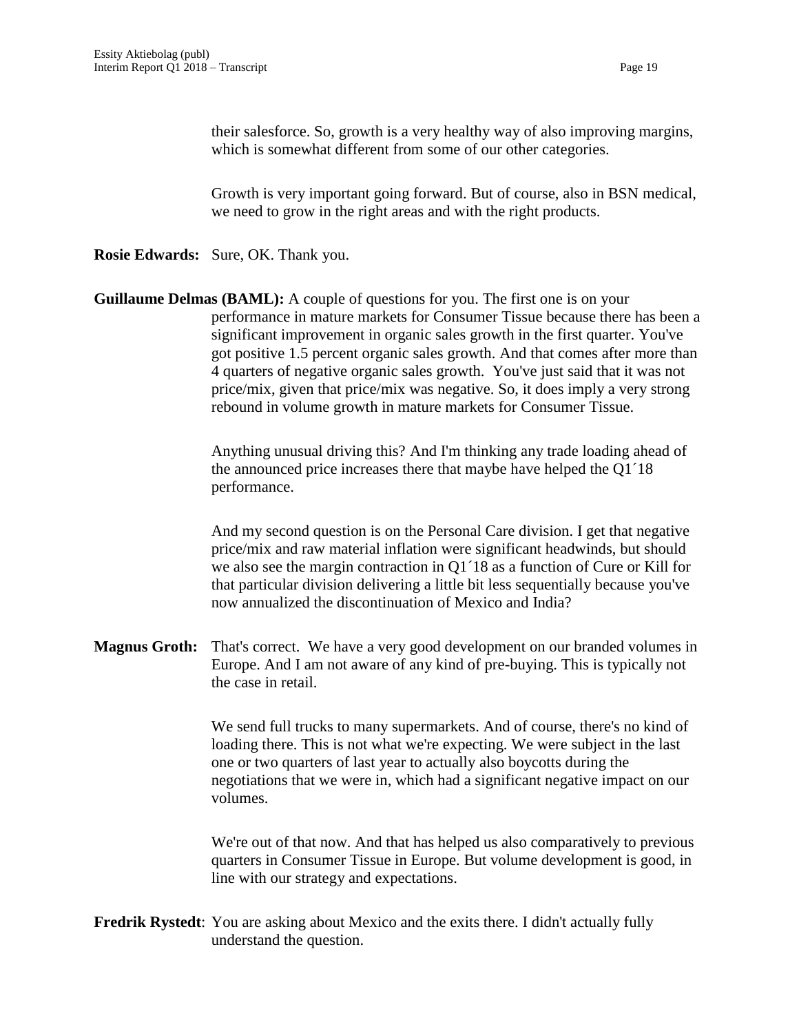their salesforce. So, growth is a very healthy way of also improving margins, which is somewhat different from some of our other categories.

Growth is very important going forward. But of course, also in BSN medical, we need to grow in the right areas and with the right products.

**Rosie Edwards:** Sure, OK. Thank you.

**Guillaume Delmas (BAML):** A couple of questions for you. The first one is on your performance in mature markets for Consumer Tissue because there has been a significant improvement in organic sales growth in the first quarter. You've got positive 1.5 percent organic sales growth. And that comes after more than 4 quarters of negative organic sales growth. You've just said that it was not price/mix, given that price/mix was negative. So, it does imply a very strong rebound in volume growth in mature markets for Consumer Tissue.

Anything unusual driving this? And I'm thinking any trade loading ahead of the announced price increases there that maybe have helped the Q1´18 performance.

And my second question is on the Personal Care division. I get that negative price/mix and raw material inflation were significant headwinds, but should we also see the margin contraction in Q1´18 as a function of Cure or Kill for that particular division delivering a little bit less sequentially because you've now annualized the discontinuation of Mexico and India?

**Magnus Groth:** That's correct. We have a very good development on our branded volumes in Europe. And I am not aware of any kind of pre-buying. This is typically not the case in retail.

We send full trucks to many supermarkets. And of course, there's no kind of loading there. This is not what we're expecting. We were subject in the last one or two quarters of last year to actually also boycotts during the negotiations that we were in, which had a significant negative impact on our volumes.

We're out of that now. And that has helped us also comparatively to previous quarters in Consumer Tissue in Europe. But volume development is good, in line with our strategy and expectations.

**Fredrik Rystedt**: You are asking about Mexico and the exits there. I didn't actually fully understand the question.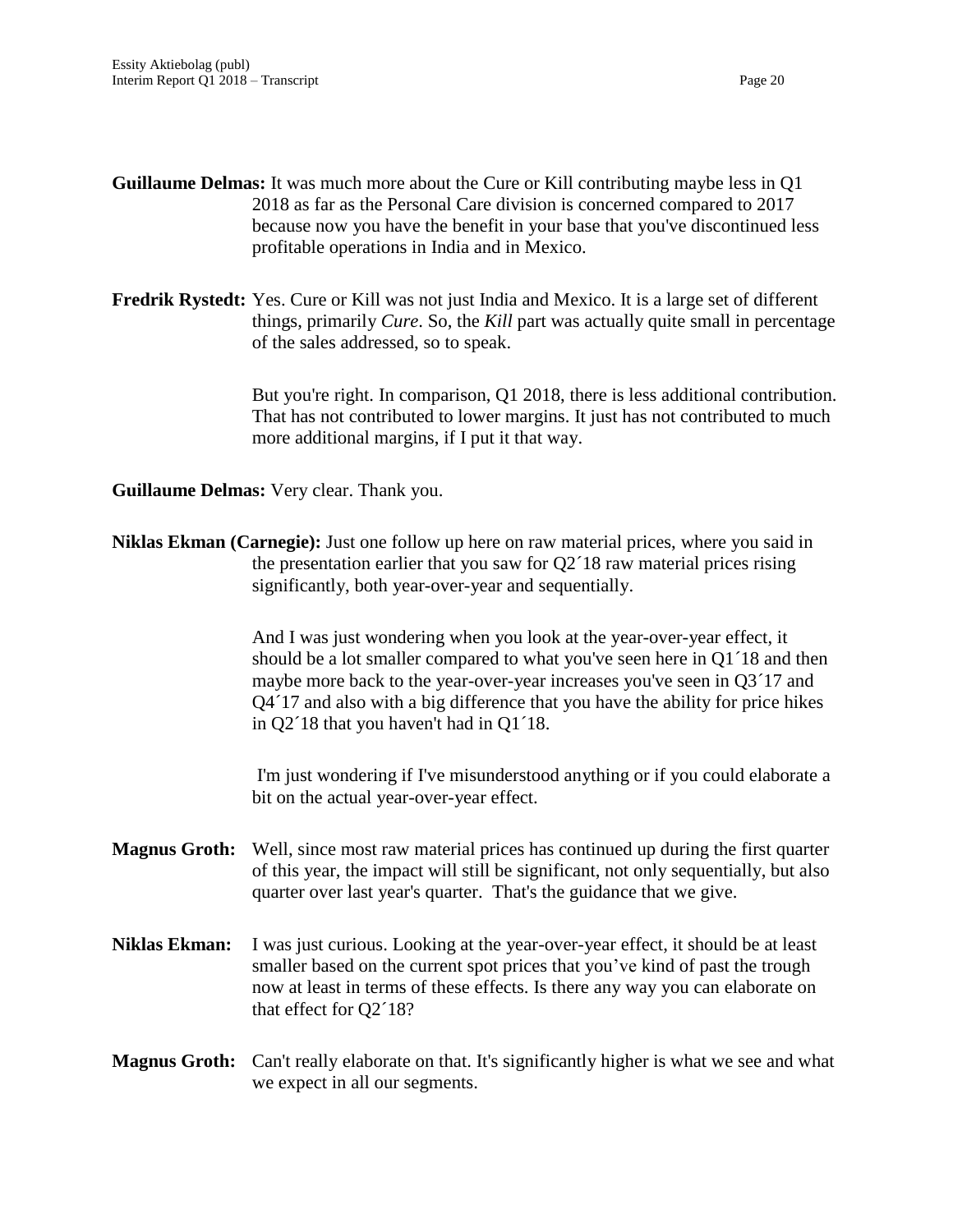**Guillaume Delmas:** It was much more about the Cure or Kill contributing maybe less in Q1 2018 as far as the Personal Care division is concerned compared to 2017 because now you have the benefit in your base that you've discontinued less profitable operations in India and in Mexico.

**Fredrik Rystedt:** Yes. Cure or Kill was not just India and Mexico. It is a large set of different things, primarily *Cure*. So, the *Kill* part was actually quite small in percentage of the sales addressed, so to speak.

But you're right. In comparison, Q1 2018, there is less additional contribution. That has not contributed to lower margins. It just has not contributed to much more additional margins, if I put it that way.

**Guillaume Delmas:** Very clear. Thank you.

**Niklas Ekman (Carnegie):** Just one follow up here on raw material prices, where you said in the presentation earlier that you saw for Q2´18 raw material prices rising significantly, both year-over-year and sequentially.

And I was just wondering when you look at the year-over-year effect, it should be a lot smaller compared to what you've seen here in Q1´18 and then maybe more back to the year-over-year increases you've seen in Q3´17 and Q4´17 and also with a big difference that you have the ability for price hikes in Q2´18 that you haven't had in Q1´18.

I'm just wondering if I've misunderstood anything or if you could elaborate a bit on the actual year-over-year effect.

**Magnus Groth:** Well, since most raw material prices has continued up during the first quarter of this year, the impact will still be significant, not only sequentially, but also quarter over last year's quarter. That's the guidance that we give.

**Niklas Ekman:** I was just curious. Looking at the year-over-year effect, it should be at least smaller based on the current spot prices that you've kind of past the trough now at least in terms of these effects. Is there any way you can elaborate on that effect for Q2´18?

**Magnus Groth:** Can't really elaborate on that. It's significantly higher is what we see and what we expect in all our segments.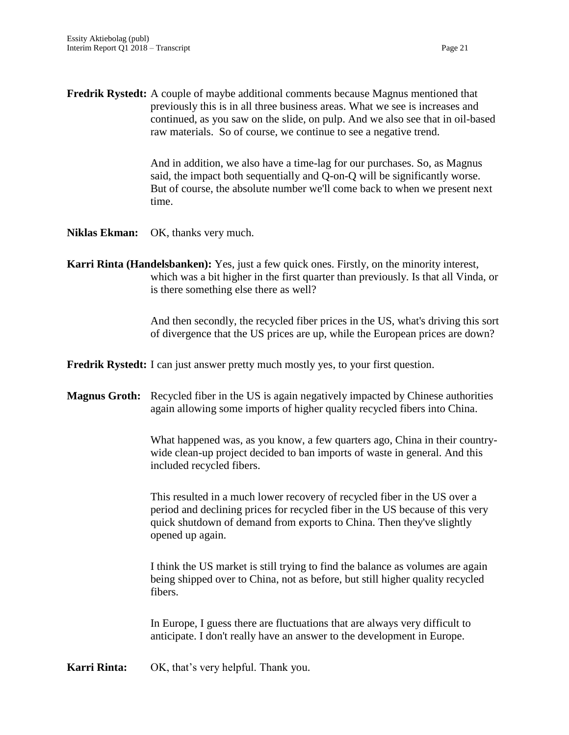**Fredrik Rystedt:** A couple of maybe additional comments because Magnus mentioned that previously this is in all three business areas. What we see is increases and continued, as you saw on the slide, on pulp. And we also see that in oil-based raw materials. So of course, we continue to see a negative trend.

And in addition, we also have a time-lag for our purchases. So, as Magnus said, the impact both sequentially and Q-on-Q will be significantly worse. But of course, the absolute number we'll come back to when we present next time.

**Niklas Ekman:** OK, thanks very much.

**Karri Rinta (Handelsbanken):** Yes, just a few quick ones. Firstly, on the minority interest, which was a bit higher in the first quarter than previously. Is that all Vinda, or is there something else there as well?

And then secondly, the recycled fiber prices in the US, what's driving this sort of divergence that the US prices are up, while the European prices are down?

**Fredrik Rystedt:** I can just answer pretty much mostly yes, to your first question.

**Magnus Groth:** Recycled fiber in the US is again negatively impacted by Chinese authorities again allowing some imports of higher quality recycled fibers into China.

What happened was, as you know, a few quarters ago, China in their country-wide clean-up project decided to ban imports of waste in general. And this included recycled fibers.

This resulted in a much lower recovery of recycled fiber in the US over a period and declining prices for recycled fiber in the US because of this very quick shutdown of demand from exports to China. Then they've slightly opened up again.

I think the US market is still trying to find the balance as volumes are again being shipped over to China, not as before, but still higher quality recycled fibers.

In Europe, I guess there are fluctuations that are always very difficult to anticipate. I don't really have an answer to the development in Europe.

**Karri Rinta:** OK, that's very helpful. Thank you.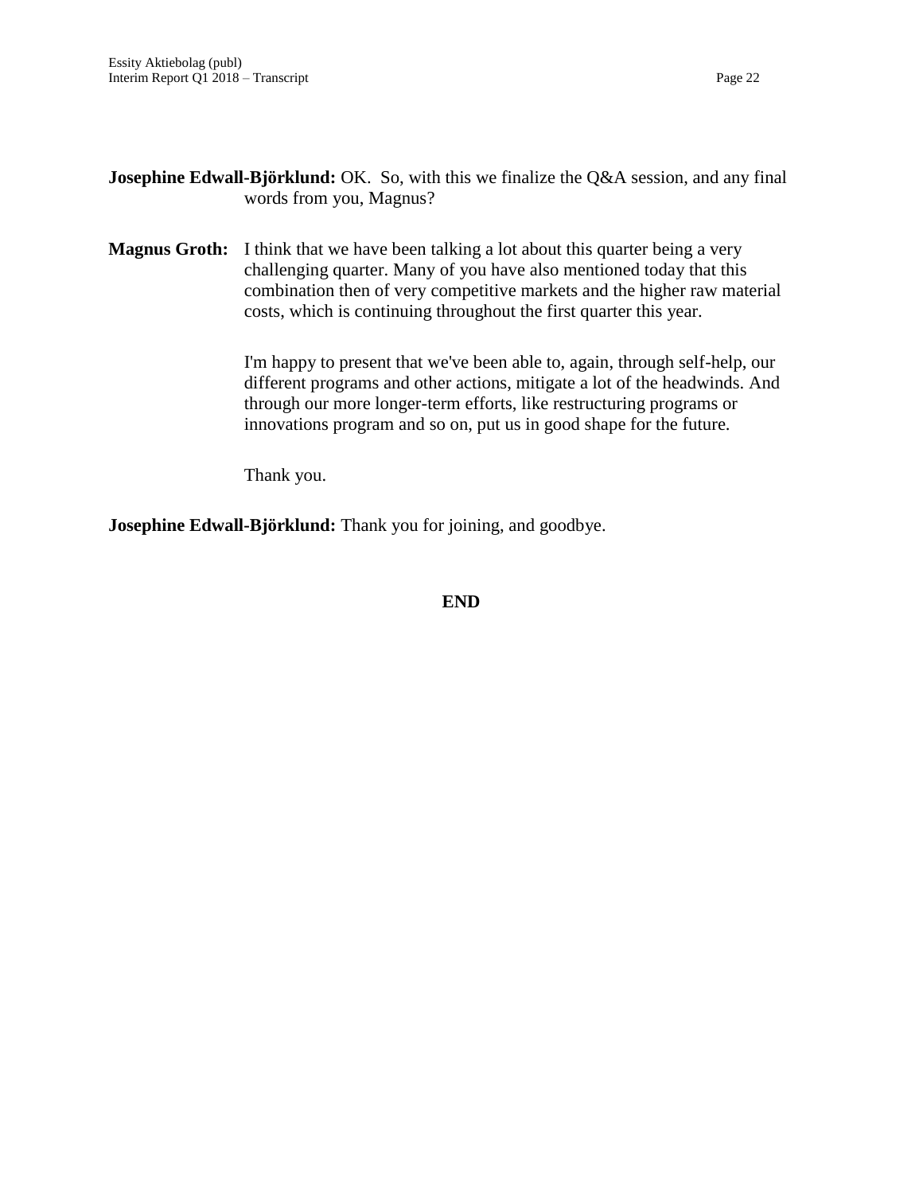**Josephine Edwall-Björklund:** OK. So, with this we finalize the Q&A session, and any final words from you, Magnus?

**Magnus Groth:** I think that we have been talking a lot about this quarter being a very challenging quarter. Many of you have also mentioned today that this combination then of very competitive markets and the higher raw material costs, which is continuing throughout the first quarter this year.

I'm happy to present that we've been able to, again, through self-help, our different programs and other actions, mitigate a lot of the headwinds. And through our more longer-term efforts, like restructuring programs or innovations program and so on, put us in good shape for the future.

Thank you.

**Josephine Edwall-Björklund:** Thank you for joining, and goodbye.

**END**